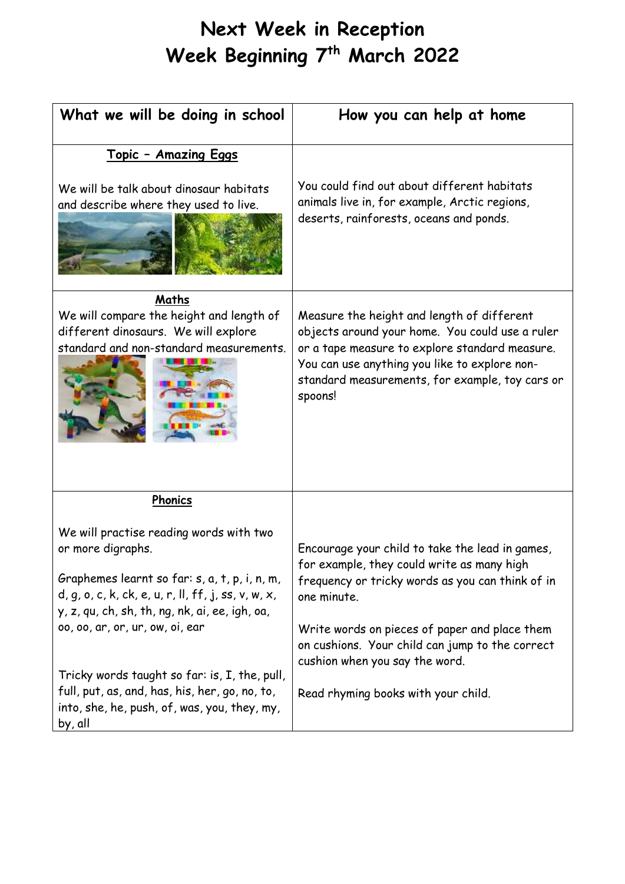# Next Week in Reception
# Week Beginning 7th March 2022

| What we will be doing in school | How you can help at home |
| --- | --- |
| **Topic – Amazing Eggs**<br><br>We will be talk about dinosaur habitats and describe where they used to live. | You could find out about different habitats animals live in, for example, Arctic regions, deserts, rainforests, oceans and ponds. |
| **Maths**<br>We will compare the height and length of different dinosaurs. We will explore standard and non-standard measurements. | Measure the height and length of different objects around your home. You could use a ruler or a tape measure to explore standard measure. You can use anything you like to explore non-standard measurements, for example, toy cars or spoons! |
| **Phonics**<br><br>We will practise reading words with two or more digraphs.<br><br>Graphemes learnt so far: s, a, t, p, i, n, m, d, g, o, c, k, ck, e, u, r, ll, ff, j, ss, v, w, x, y, z, qu, ch, sh, th, ng, nk, ai, ee, igh, oa, oo, oo, ar, or, ur, ow, oi, ear<br><br>Tricky words taught so far: is, I, the, pull, full, put, as, and, has, his, her, go, no, to, into, she, he, push, of, was, you, they, my, by, all | Encourage your child to take the lead in games, for example, they could write as many high frequency or tricky words as you can think of in one minute.<br><br>Write words on pieces of paper and place them on cushions. Your child can jump to the correct cushion when you say the word.<br><br>Read rhyming books with your child. |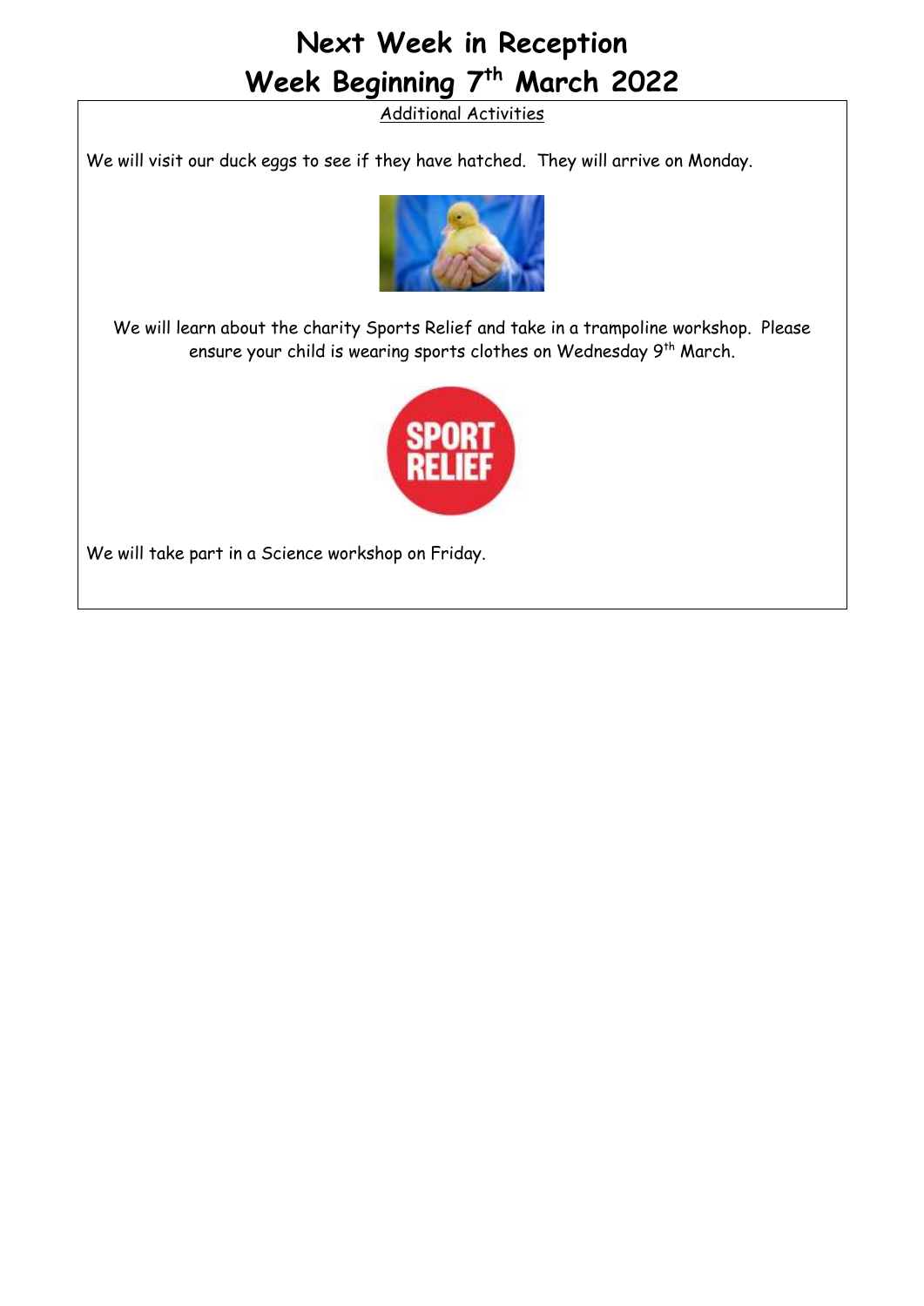# Next Week in Reception
# Week Beginning 7th March 2022

Additional Activities

We will visit our duck eggs to see if they have hatched. They will arrive on Monday.

We will learn about the charity Sports Relief and take in a trampoline workshop. Please ensure your child is wearing sports clothes on Wednesday 9th March.

We will take part in a Science workshop on Friday.